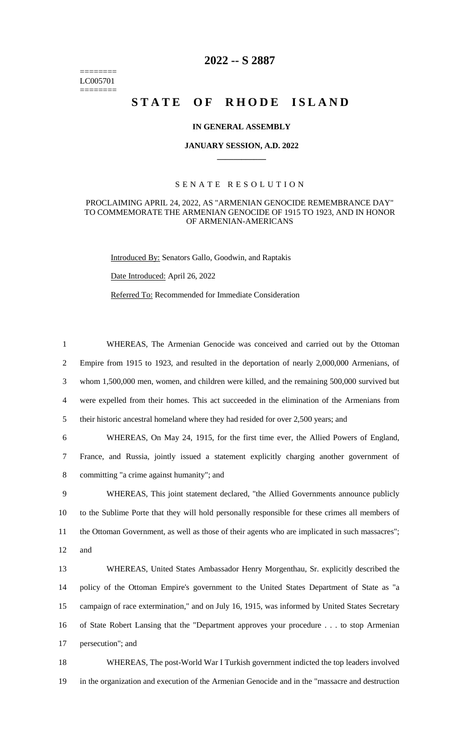# 2022 -- S 2887

========
LC005701
========

# STATE OF RHODE ISLAND

**IN GENERAL ASSEMBLY**

**JANUARY SESSION, A.D. 2022**

SENATE RESOLUTION

PROCLAIMING APRIL 24, 2022, AS "ARMENIAN GENOCIDE REMEMBRANCE DAY" TO COMMEMORATE THE ARMENIAN GENOCIDE OF 1915 TO 1923, AND IN HONOR OF ARMENIAN-AMERICANS

Introduced By: Senators Gallo, Goodwin, and Raptakis

Date Introduced: April 26, 2022

Referred To: Recommended for Immediate Consideration

1 WHEREAS, The Armenian Genocide was conceived and carried out by the Ottoman
2 Empire from 1915 to 1923, and resulted in the deportation of nearly 2,000,000 Armenians, of
3 whom 1,500,000 men, women, and children were killed, and the remaining 500,000 survived but
4 were expelled from their homes. This act succeeded in the elimination of the Armenians from
5 their historic ancestral homeland where they had resided for over 2,500 years; and

6 WHEREAS, On May 24, 1915, for the first time ever, the Allied Powers of England,
7 France, and Russia, jointly issued a statement explicitly charging another government of
8 committing "a crime against humanity"; and

9 WHEREAS, This joint statement declared, "the Allied Governments announce publicly
10 to the Sublime Porte that they will hold personally responsible for these crimes all members of
11 the Ottoman Government, as well as those of their agents who are implicated in such massacres";
12 and

13 WHEREAS, United States Ambassador Henry Morgenthau, Sr. explicitly described the
14 policy of the Ottoman Empire's government to the United States Department of State as "a
15 campaign of race extermination," and on July 16, 1915, was informed by United States Secretary
16 of State Robert Lansing that the "Department approves your procedure . . . to stop Armenian
17 persecution"; and

18 WHEREAS, The post-World War I Turkish government indicted the top leaders involved
19 in the organization and execution of the Armenian Genocide and in the "massacre and destruction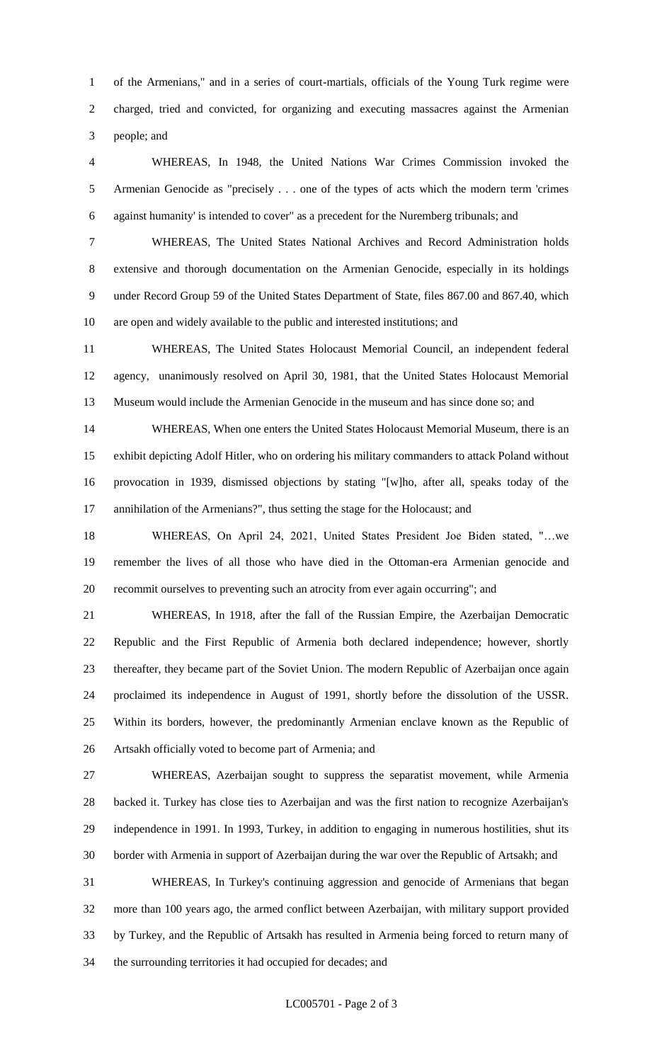of the Armenians," and in a series of court-martials, officials of the Young Turk regime were charged, tried and convicted, for organizing and executing massacres against the Armenian people; and

WHEREAS, In 1948, the United Nations War Crimes Commission invoked the Armenian Genocide as "precisely . . . one of the types of acts which the modern term 'crimes against humanity' is intended to cover" as a precedent for the Nuremberg tribunals; and

WHEREAS, The United States National Archives and Record Administration holds extensive and thorough documentation on the Armenian Genocide, especially in its holdings under Record Group 59 of the United States Department of State, files 867.00 and 867.40, which are open and widely available to the public and interested institutions; and

WHEREAS, The United States Holocaust Memorial Council, an independent federal agency, unanimously resolved on April 30, 1981, that the United States Holocaust Memorial Museum would include the Armenian Genocide in the museum and has since done so; and

WHEREAS, When one enters the United States Holocaust Memorial Museum, there is an exhibit depicting Adolf Hitler, who on ordering his military commanders to attack Poland without provocation in 1939, dismissed objections by stating "[w]ho, after all, speaks today of the annihilation of the Armenians?", thus setting the stage for the Holocaust; and

WHEREAS, On April 24, 2021, United States President Joe Biden stated, "…we remember the lives of all those who have died in the Ottoman-era Armenian genocide and recommit ourselves to preventing such an atrocity from ever again occurring"; and

WHEREAS, In 1918, after the fall of the Russian Empire, the Azerbaijan Democratic Republic and the First Republic of Armenia both declared independence; however, shortly thereafter, they became part of the Soviet Union. The modern Republic of Azerbaijan once again proclaimed its independence in August of 1991, shortly before the dissolution of the USSR. Within its borders, however, the predominantly Armenian enclave known as the Republic of Artsakh officially voted to become part of Armenia; and

WHEREAS, Azerbaijan sought to suppress the separatist movement, while Armenia backed it. Turkey has close ties to Azerbaijan and was the first nation to recognize Azerbaijan's independence in 1991. In 1993, Turkey, in addition to engaging in numerous hostilities, shut its border with Armenia in support of Azerbaijan during the war over the Republic of Artsakh; and

WHEREAS, In Turkey's continuing aggression and genocide of Armenians that began more than 100 years ago, the armed conflict between Azerbaijan, with military support provided by Turkey, and the Republic of Artsakh has resulted in Armenia being forced to return many of the surrounding territories it had occupied for decades; and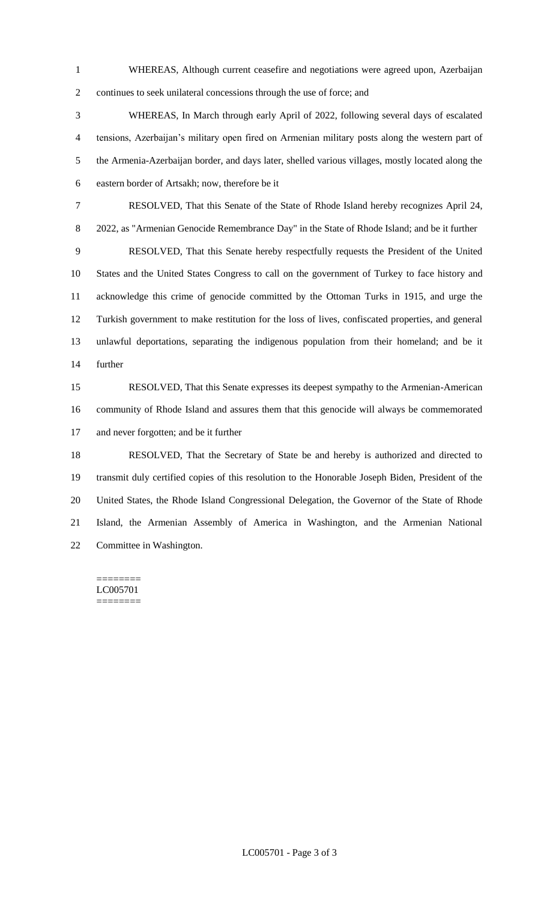WHEREAS, Although current ceasefire and negotiations were agreed upon, Azerbaijan continues to seek unilateral concessions through the use of force; and

WHEREAS, In March through early April of 2022, following several days of escalated tensions, Azerbaijan's military open fired on Armenian military posts along the western part of the Armenia-Azerbaijan border, and days later, shelled various villages, mostly located along the eastern border of Artsakh; now, therefore be it

RESOLVED, That this Senate of the State of Rhode Island hereby recognizes April 24, 2022, as "Armenian Genocide Remembrance Day" in the State of Rhode Island; and be it further

RESOLVED, That this Senate hereby respectfully requests the President of the United States and the United States Congress to call on the government of Turkey to face history and acknowledge this crime of genocide committed by the Ottoman Turks in 1915, and urge the Turkish government to make restitution for the loss of lives, confiscated properties, and general unlawful deportations, separating the indigenous population from their homeland; and be it further

RESOLVED, That this Senate expresses its deepest sympathy to the Armenian-American community of Rhode Island and assures them that this genocide will always be commemorated and never forgotten; and be it further

RESOLVED, That the Secretary of State be and hereby is authorized and directed to transmit duly certified copies of this resolution to the Honorable Joseph Biden, President of the United States, the Rhode Island Congressional Delegation, the Governor of the State of Rhode Island, the Armenian Assembly of America in Washington, and the Armenian National Committee in Washington.

========
LC005701
========